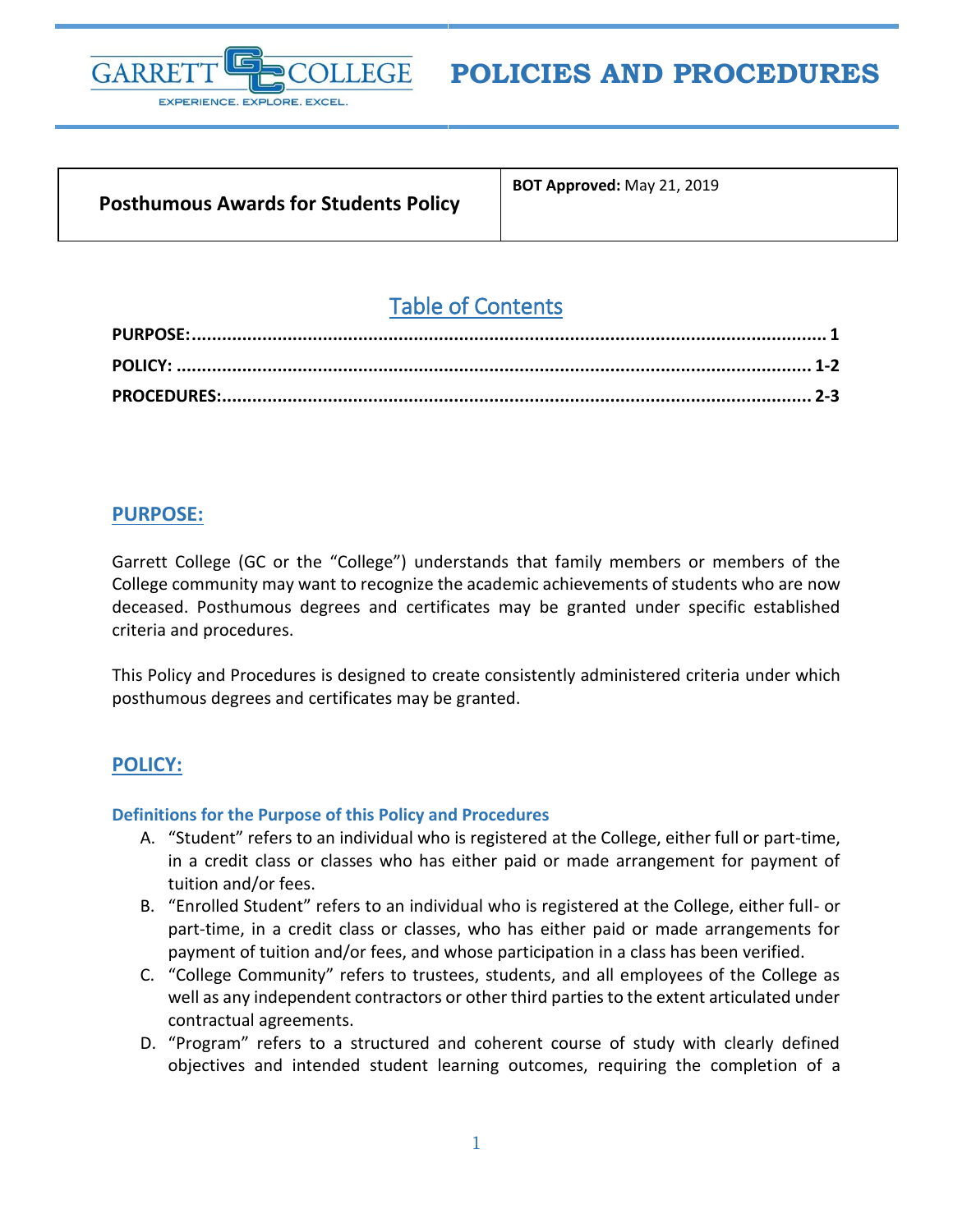# POLICIES AND PROCEDURES

| Posthumous Awards for Students Policy | **BOT Approved:** May 21, 2019 |
| --- | --- |

## Table of Contents

**PURPOSE:** ........................................................................................................ **1**
**POLICY:** ........................................................................................................ **1-2**
**PROCEDURES:** ................................................................................................ **2-3**

## PURPOSE:

Garrett College (GC or the "College") understands that family members or members of the College community may want to recognize the academic achievements of students who are now deceased. Posthumous degrees and certificates may be granted under specific established criteria and procedures.

This Policy and Procedures is designed to create consistently administered criteria under which posthumous degrees and certificates may be granted.

## POLICY:

### Definitions for the Purpose of this Policy and Procedures

A. "Student" refers to an individual who is registered at the College, either full or part-time, in a credit class or classes who has either paid or made arrangement for payment of tuition and/or fees.
B. "Enrolled Student" refers to an individual who is registered at the College, either full- or part-time, in a credit class or classes, who has either paid or made arrangements for payment of tuition and/or fees, and whose participation in a class has been verified.
C. "College Community" refers to trustees, students, and all employees of the College as well as any independent contractors or other third parties to the extent articulated under contractual agreements.
D. "Program" refers to a structured and coherent course of study with clearly defined objectives and intended student learning outcomes, requiring the completion of a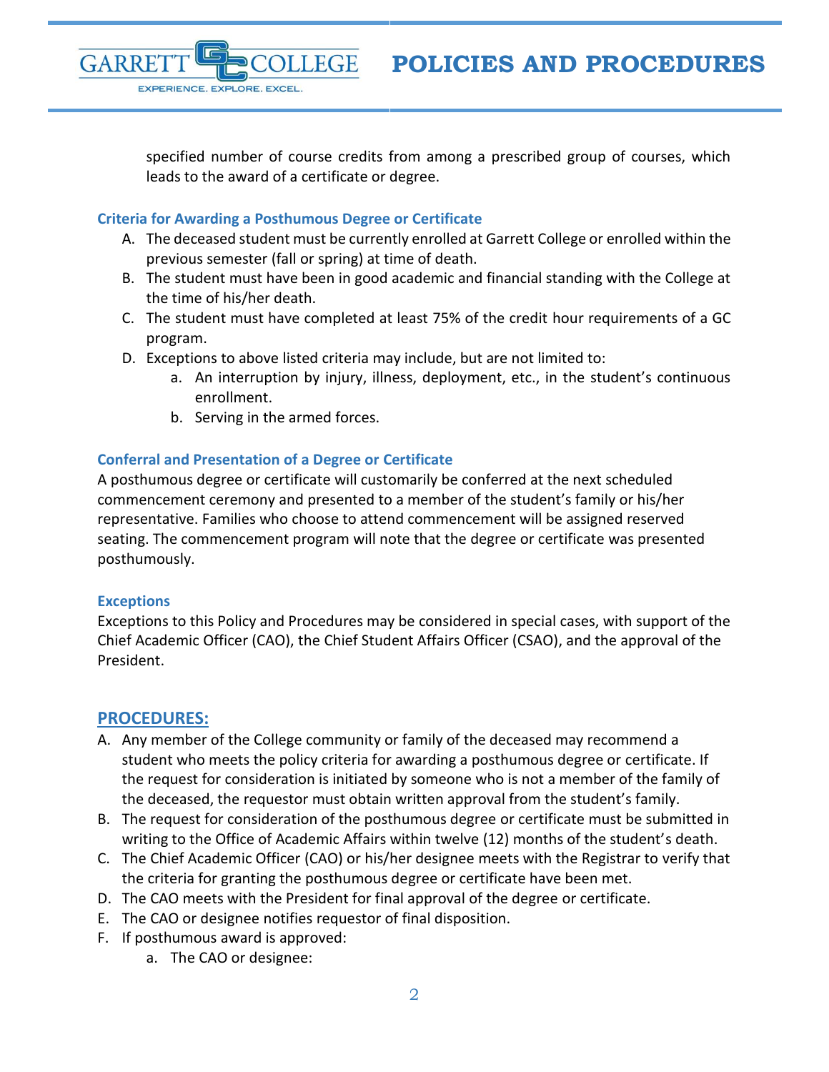specified number of course credits from among a prescribed group of courses, which leads to the award of a certificate or degree.

### Criteria for Awarding a Posthumous Degree or Certificate

A. The deceased student must be currently enrolled at Garrett College or enrolled within the previous semester (fall or spring) at time of death.
B. The student must have been in good academic and financial standing with the College at the time of his/her death.
C. The student must have completed at least 75% of the credit hour requirements of a GC program.
D. Exceptions to above listed criteria may include, but are not limited to:
    a. An interruption by injury, illness, deployment, etc., in the student's continuous enrollment.
    b. Serving in the armed forces.

### Conferral and Presentation of a Degree or Certificate

A posthumous degree or certificate will customarily be conferred at the next scheduled commencement ceremony and presented to a member of the student's family or his/her representative. Families who choose to attend commencement will be assigned reserved seating. The commencement program will note that the degree or certificate was presented posthumously.

### Exceptions

Exceptions to this Policy and Procedures may be considered in special cases, with support of the Chief Academic Officer (CAO), the Chief Student Affairs Officer (CSAO), and the approval of the President.

## PROCEDURES:

A. Any member of the College community or family of the deceased may recommend a student who meets the policy criteria for awarding a posthumous degree or certificate. If the request for consideration is initiated by someone who is not a member of the family of the deceased, the requestor must obtain written approval from the student's family.
B. The request for consideration of the posthumous degree or certificate must be submitted in writing to the Office of Academic Affairs within twelve (12) months of the student's death.
C. The Chief Academic Officer (CAO) or his/her designee meets with the Registrar to verify that the criteria for granting the posthumous degree or certificate have been met.
D. The CAO meets with the President for final approval of the degree or certificate.
E. The CAO or designee notifies requestor of final disposition.
F. If posthumous award is approved:
    a. The CAO or designee: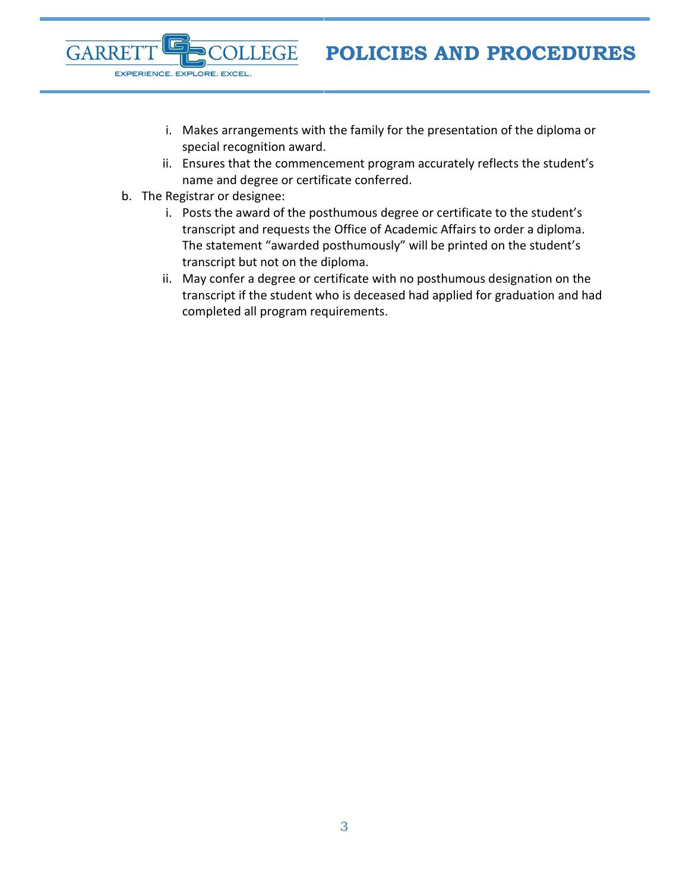i. Makes arrangements with the family for the presentation of the diploma or special recognition award.
   ii. Ensures that the commencement program accurately reflects the student's name and degree or certificate conferred.

b. The Registrar or designee:
   i. Posts the award of the posthumous degree or certificate to the student's transcript and requests the Office of Academic Affairs to order a diploma. The statement "awarded posthumously" will be printed on the student's transcript but not on the diploma.
   ii. May confer a degree or certificate with no posthumous designation on the transcript if the student who is deceased had applied for graduation and had completed all program requirements.